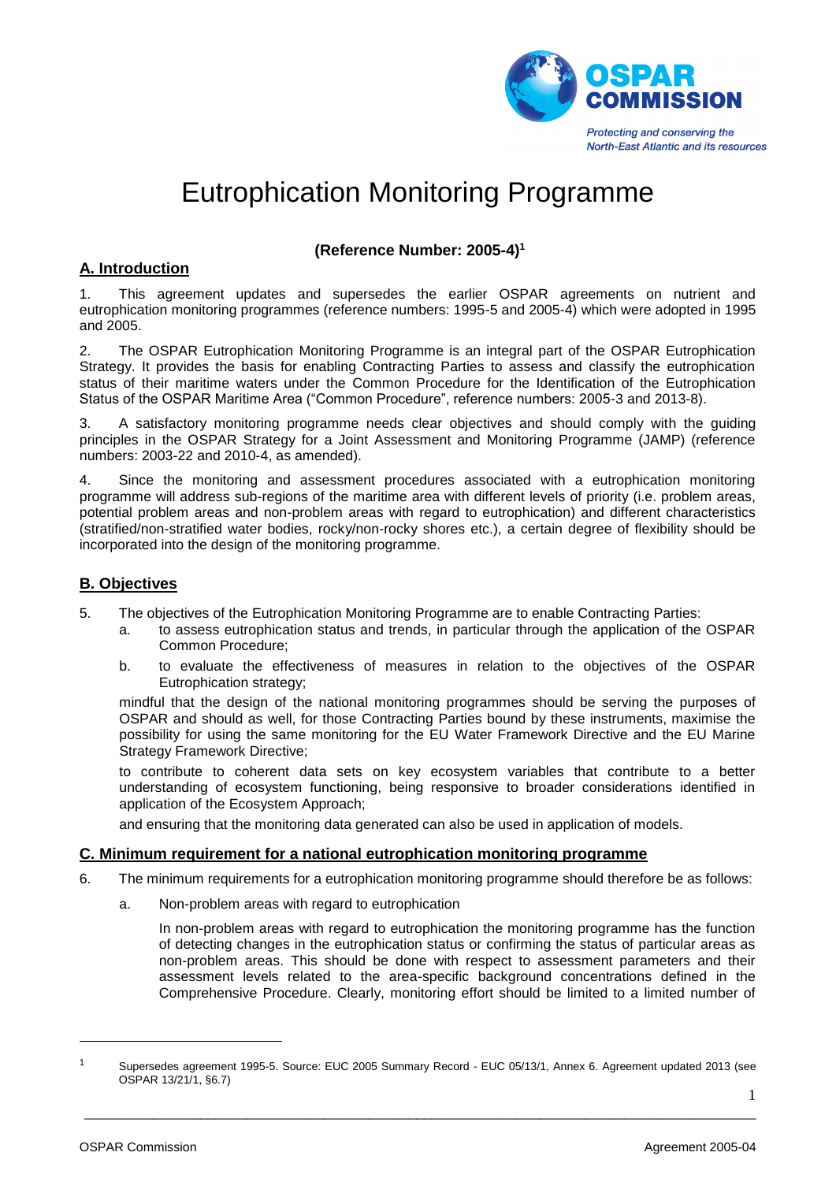# Eutrophication Monitoring Programme

**(Reference Number: 2005-4)[1]**

## A. Introduction

1. This agreement updates and supersedes the earlier OSPAR agreements on nutrient and eutrophication monitoring programmes (reference numbers: 1995-5 and 2005-4) which were adopted in 1995 and 2005.

2. The OSPAR Eutrophication Monitoring Programme is an integral part of the OSPAR Eutrophication Strategy. It provides the basis for enabling Contracting Parties to assess and classify the eutrophication status of their maritime waters under the Common Procedure for the Identification of the Eutrophication Status of the OSPAR Maritime Area ("Common Procedure", reference numbers: 2005-3 and 2013-8).

3. A satisfactory monitoring programme needs clear objectives and should comply with the guiding principles in the OSPAR Strategy for a Joint Assessment and Monitoring Programme (JAMP) (reference numbers: 2003-22 and 2010-4, as amended).

4. Since the monitoring and assessment procedures associated with a eutrophication monitoring programme will address sub-regions of the maritime area with different levels of priority (i.e. problem areas, potential problem areas and non-problem areas with regard to eutrophication) and different characteristics (stratified/non-stratified water bodies, rocky/non-rocky shores etc.), a certain degree of flexibility should be incorporated into the design of the monitoring programme.

## B. Objectives

5. The objectives of the Eutrophication Monitoring Programme are to enable Contracting Parties:

   a. to assess eutrophication status and trends, in particular through the application of the OSPAR Common Procedure;

   b. to evaluate the effectiveness of measures in relation to the objectives of the OSPAR Eutrophication strategy;

   mindful that the design of the national monitoring programmes should be serving the purposes of OSPAR and should as well, for those Contracting Parties bound by these instruments, maximise the possibility for using the same monitoring for the EU Water Framework Directive and the EU Marine Strategy Framework Directive;

   to contribute to coherent data sets on key ecosystem variables that contribute to a better understanding of ecosystem functioning, being responsive to broader considerations identified in application of the Ecosystem Approach;

   and ensuring that the monitoring data generated can also be used in application of models.

## C. Minimum requirement for a national eutrophication monitoring programme

6. The minimum requirements for a eutrophication monitoring programme should therefore be as follows:

   a. Non-problem areas with regard to eutrophication

   In non-problem areas with regard to eutrophication the monitoring programme has the function of detecting changes in the eutrophication status or confirming the status of particular areas as non-problem areas. This should be done with respect to assessment parameters and their assessment levels related to the area-specific background concentrations defined in the Comprehensive Procedure. Clearly, monitoring effort should be limited to a limited number of

[1] Supersedes agreement 1995-5. Source: EUC 2005 Summary Record - EUC 05/13/1, Annex 6. Agreement updated 2013 (see OSPAR 13/21/1, §6.7)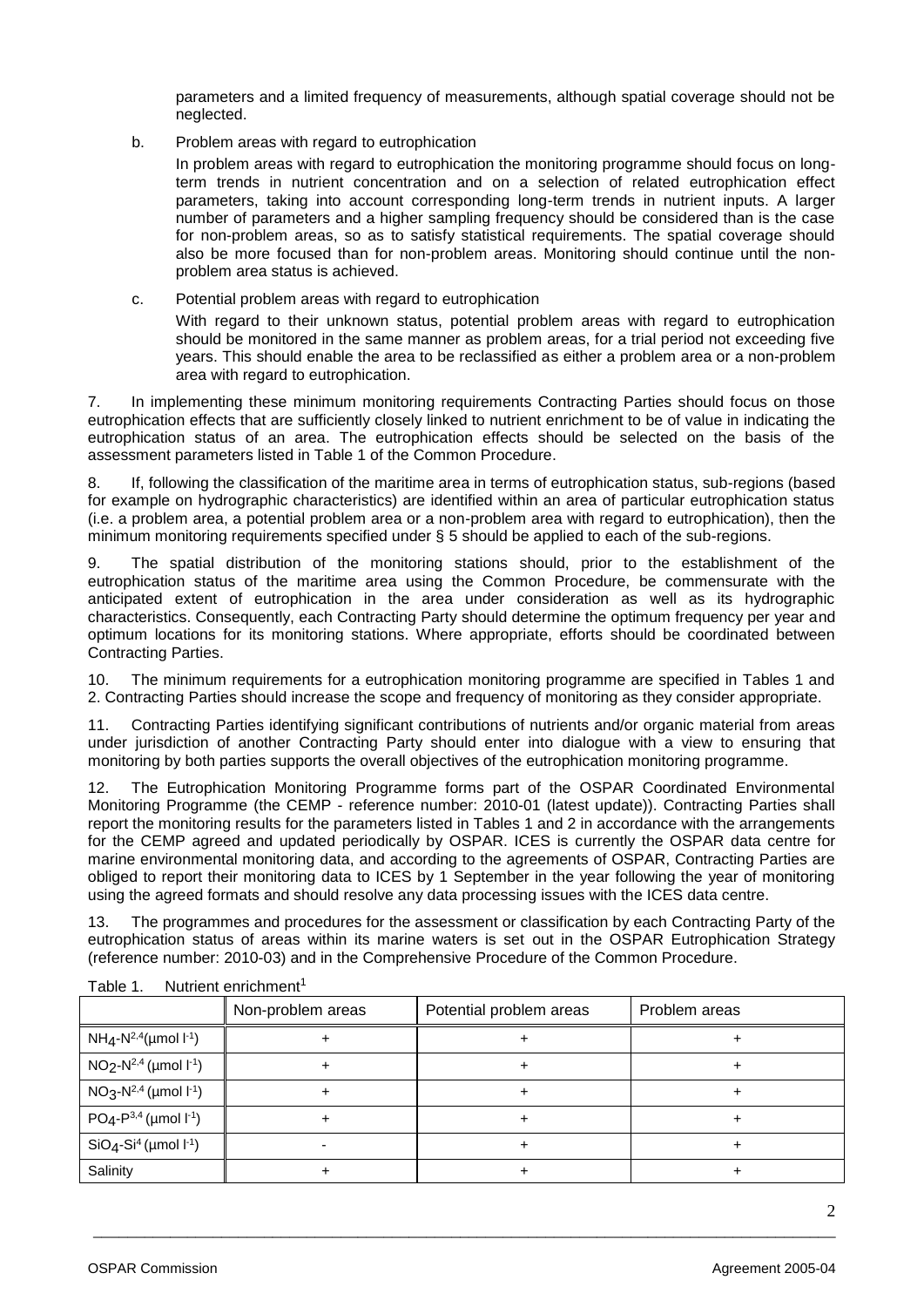parameters and a limited frequency of measurements, although spatial coverage should not be neglected.

b. Problem areas with regard to eutrophication

In problem areas with regard to eutrophication the monitoring programme should focus on long-term trends in nutrient concentration and on a selection of related eutrophication effect parameters, taking into account corresponding long-term trends in nutrient inputs. A larger number of parameters and a higher sampling frequency should be considered than is the case for non-problem areas, so as to satisfy statistical requirements. The spatial coverage should also be more focused than for non-problem areas. Monitoring should continue until the non-problem area status is achieved.

c. Potential problem areas with regard to eutrophication

With regard to their unknown status, potential problem areas with regard to eutrophication should be monitored in the same manner as problem areas, for a trial period not exceeding five years. This should enable the area to be reclassified as either a problem area or a non-problem area with regard to eutrophication.

7. In implementing these minimum monitoring requirements Contracting Parties should focus on those eutrophication effects that are sufficiently closely linked to nutrient enrichment to be of value in indicating the eutrophication status of an area. The eutrophication effects should be selected on the basis of the assessment parameters listed in Table 1 of the Common Procedure.

8. If, following the classification of the maritime area in terms of eutrophication status, sub-regions (based for example on hydrographic characteristics) are identified within an area of particular eutrophication status (i.e. a problem area, a potential problem area or a non-problem area with regard to eutrophication), then the minimum monitoring requirements specified under § 5 should be applied to each of the sub-regions.

9. The spatial distribution of the monitoring stations should, prior to the establishment of the eutrophication status of the maritime area using the Common Procedure, be commensurate with the anticipated extent of eutrophication in the area under consideration as well as its hydrographic characteristics. Consequently, each Contracting Party should determine the optimum frequency per year and optimum locations for its monitoring stations. Where appropriate, efforts should be coordinated between Contracting Parties.

10. The minimum requirements for a eutrophication monitoring programme are specified in Tables 1 and 2. Contracting Parties should increase the scope and frequency of monitoring as they consider appropriate.

11. Contracting Parties identifying significant contributions of nutrients and/or organic material from areas under jurisdiction of another Contracting Party should enter into dialogue with a view to ensuring that monitoring by both parties supports the overall objectives of the eutrophication monitoring programme.

12. The Eutrophication Monitoring Programme forms part of the OSPAR Coordinated Environmental Monitoring Programme (the CEMP - reference number: 2010-01 (latest update)). Contracting Parties shall report the monitoring results for the parameters listed in Tables 1 and 2 in accordance with the arrangements for the CEMP agreed and updated periodically by OSPAR. ICES is currently the OSPAR data centre for marine environmental monitoring data, and according to the agreements of OSPAR, Contracting Parties are obliged to report their monitoring data to ICES by 1 September in the year following the year of monitoring using the agreed formats and should resolve any data processing issues with the ICES data centre.

13. The programmes and procedures for the assessment or classification by each Contracting Party of the eutrophication status of areas within its marine waters is set out in the OSPAR Eutrophication Strategy (reference number: 2010-03) and in the Comprehensive Procedure of the Common Procedure.

Table 1. Nutrient enrichment[1]

| | Non-problem areas | Potential problem areas | Problem areas |
|---|---|---|---|
| $NH_4$-N[2,4] ($\mu mol\ l^{-1}$) | + | + | + |
| $NO_2$-N[2,4] ($\mu mol\ l^{-1}$) | + | + | + |
| $NO_3$-N[2,4] ($\mu mol\ l^{-1}$) | + | + | + |
| $PO_4$-P[3,4] ($\mu mol\ l^{-1}$) | + | + | + |
| $SiO_4$-Si[4] ($\mu mol\ l^{-1}$) | - | + | + |
| Salinity | + | + | + |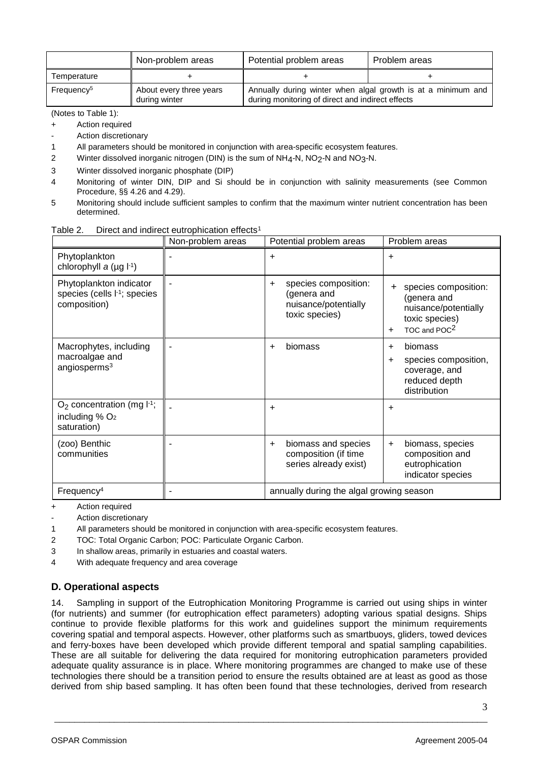| | Non-problem areas | Potential problem areas | Problem areas |
|---|---|---|---|
| Temperature | + | + | + |
| Frequency[5] | About every three years during winter | Annually during winter when algal growth is at a minimum and during monitoring of direct and indirect effects | |

(Notes to Table 1):

+ Action required
- Action discretionary

1 All parameters should be monitored in conjunction with area-specific ecosystem features.

2 Winter dissolved inorganic nitrogen (DIN) is the sum of $NH_4$-N, $NO_2$-N and $NO_3$-N.

3 Winter dissolved inorganic phosphate (DIP)

4 Monitoring of winter DIN, DIP and Si should be in conjunction with salinity measurements (see Common Procedure, §§ 4.26 and 4.29).

5 Monitoring should include sufficient samples to confirm that the maximum winter nutrient concentration has been determined.

Table 2. Direct and indirect eutrophication effects[1]

| | Non-problem areas | Potential problem areas | Problem areas |
|---|---|---|---|
| Phytoplankton chlorophyll *a* (µg $l^{-1}$) | - | + | + |
| Phytoplankton indicator species (cells $l^{-1}$; species composition) | - | + species composition: (genera and nuisance/potentially toxic species) | + species composition: (genera and nuisance/potentially toxic species)<br>+ TOC and POC[2] |
| Macrophytes, including macroalgae and angiosperms[3] | - | + biomass | + biomass<br>+ species composition, coverage, and reduced depth distribution |
| $O_2$ concentration (mg $l^{-1}$; including % $O_2$ saturation) | - | + | + |
| (zoo) Benthic communities | - | + biomass and species composition (if time series already exist) | + biomass, species composition and eutrophication indicator species |
| Frequency[4] | - | annually during the algal growing season | |

+ Action required
- Action discretionary

1 All parameters should be monitored in conjunction with area-specific ecosystem features.

2 TOC: Total Organic Carbon; POC: Particulate Organic Carbon.

3 In shallow areas, primarily in estuaries and coastal waters.

4 With adequate frequency and area coverage

## D. Operational aspects

14. Sampling in support of the Eutrophication Monitoring Programme is carried out using ships in winter (for nutrients) and summer (for eutrophication effect parameters) adopting various spatial designs. Ships continue to provide flexible platforms for this work and guidelines support the minimum requirements covering spatial and temporal aspects. However, other platforms such as smartbuoys, gliders, towed devices and ferry-boxes have been developed which provide different temporal and spatial sampling capabilities. These are all suitable for delivering the data required for monitoring eutrophication parameters provided adequate quality assurance is in place. Where monitoring programmes are changed to make use of these technologies there should be a transition period to ensure the results obtained are at least as good as those derived from ship based sampling. It has often been found that these technologies, derived from research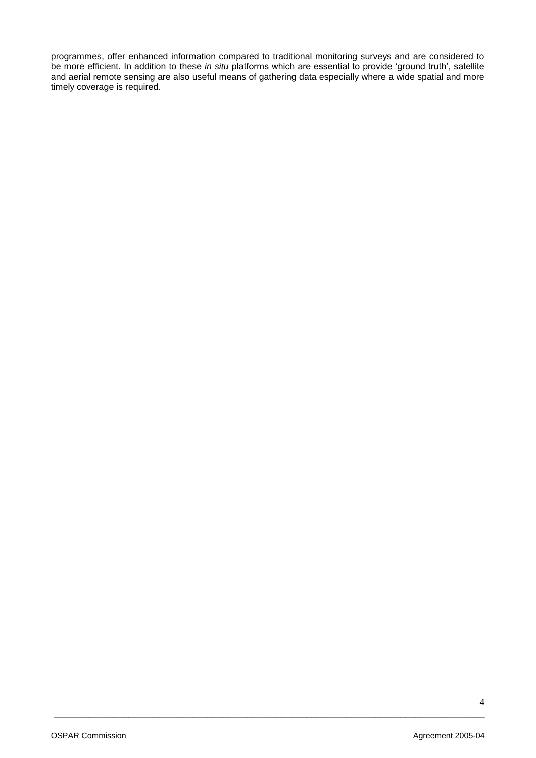programmes, offer enhanced information compared to traditional monitoring surveys and are considered to be more efficient. In addition to these *in situ* platforms which are essential to provide 'ground truth', satellite and aerial remote sensing are also useful means of gathering data especially where a wide spatial and more timely coverage is required.